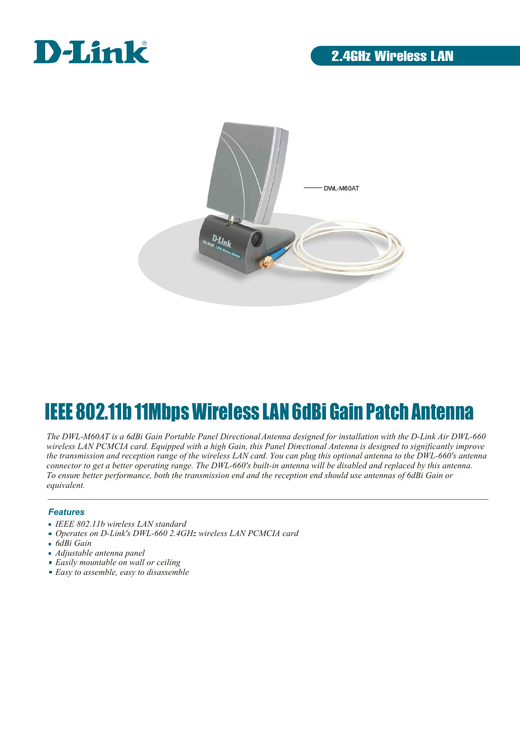D-Link®

2.4GHz Wireless LAN

DWL-M60AT

# IEEE 802.11b 11Mbps Wireless LAN 6dBi Gain Patch Antenna

*The DWL-M60AT is a 6dBi Gain Portable Panel Directional Antenna designed for installation with the D-Link Air DWL-660 wireless LAN PCMCIA card. Equipped with a high Gain, this Panel Directional Antenna is designed to significantly improve the transmission and reception range of the wireless LAN card. You can plug this optional antenna to the DWL-660's antenna connector to get a better operating range. The DWL-660's built-in antenna will be disabled and replaced by this antenna. To ensure better performance, both the transmission end and the reception end should use antennas of 6dBi Gain or equivalent.*

### Features

- *IEEE 802.11b wireless LAN standard*
- *Operates on D-Link's DWL-660 2.4GHz wireless LAN PCMCIA card*
- *6dBi Gain*
- *Adjustable antenna panel*
- *Easily mountable on wall or ceiling*
- *Easy to assemble, easy to disassemble*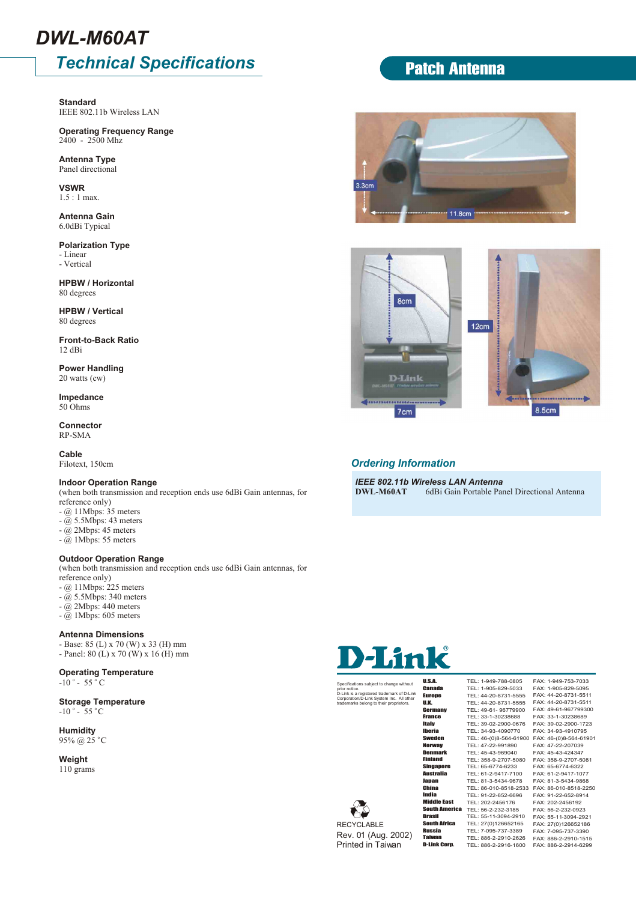# DWL-M60AT

## Technical Specifications

## Patch Antenna

**Standard**
IEEE 802.11b Wireless LAN

**Operating Frequency Range**
2400 - 2500 Mhz

**Antenna Type**
Panel directional

**VSWR**
1.5 : 1 max.

**Antenna Gain**
6.0dBi Typical

**Polarization Type**
- Linear
- Vertical

**HPBW / Horizontal**
80 degrees

**HPBW / Vertical**
80 degrees

**Front-to-Back Ratio**
12 dBi

**Power Handling**
20 watts (cw)

**Impedance**
50 Ohms

**Connector**
RP-SMA

**Cable**
Filotext, 150cm

**Indoor Operation Range**
(when both transmission and reception ends use 6dBi Gain antennas, for reference only)
- @ 11Mbps: 35 meters
- @ 5.5Mbps: 43 meters
- @ 2Mbps: 45 meters
- @ 1Mbps: 55 meters

**Outdoor Operation Range**
(when both transmission and reception ends use 6dBi Gain antennas, for reference only)
- @ 11Mbps: 225 meters
- @ 5.5Mbps: 340 meters
- @ 2Mbps: 440 meters
- @ 1Mbps: 605 meters

**Antenna Dimensions**
- Base: 85 (L) x 70 (W) x 33 (H) mm
- Panel: 80 (L) x 70 (W) x 16 (H) mm

**Operating Temperature**
-10 ° - 55 ° C

**Storage Temperature**
-10 ° - 55 ° C

**Humidity**
95% @ 25 ° C

**Weight**
110 grams

3.3cm
11.8cm
8cm
12cm
7cm
8.5cm

### Ordering Information

***IEEE 802.11b Wireless LAN Antenna***

**DWL-M60AT** 6dBi Gain Portable Panel Directional Antenna

D-Link®

Specifications subject to change without prior notice.
D-Link is a registered trademark of D-Link Corporation/D-Link System Inc. All other trademarks belong to their proprietors.

| | | |
|---|---|---|
| U.S.A. | TEL: 1-949-788-0805 | FAX: 1-949-753-7033 |
| Canada | TEL: 1-905-829-5033 | FAX: 1-905-829-5095 |
| Europe | TEL: 44-20-8731-5555 | FAX: 44-20-8731-5511 |
| U.K. | TEL: 44-20-8731-5555 | FAX: 44-20-8731-5511 |
| Germany | TEL: 49-61- 96779900 | FAX: 49-61-967799300 |
| France | TEL: 33-1-30238688 | FAX: 33-1-30238689 |
| Italy | TEL: 39-02-2900-0676 | FAX: 39-02-2900-1723 |
| Iberia | TEL: 34-93-4090770 | FAX: 34-93-4910795 |
| Sweden | TEL: 46-(0)8-564-61900 | FAX: 46-(0)8-564-61901 |
| Norway | TEL: 47-22-991890 | FAX: 47-22-207039 |
| Denmark | TEL: 45-43-969040 | FAX: 45-43-424347 |
| Finland | TEL: 358-9-2707-5080 | FAX: 358-9-2707-5081 |
| Singapore | TEL: 65-6774-6233 | FAX: 65-6774-6322 |
| Australia | TEL: 61-2-9417-7100 | FAX: 61-2-9417-1077 |
| Japan | TEL: 81-3-5434-9678 | FAX: 81-3-5434-9868 |
| China | TEL: 86-010-8518-2533 | FAX: 86-010-8518-2250 |
| India | TEL: 91-22-652-6696 | FAX: 91-22-652-8914 |
| Middle East | TEL: 202-2456176 | FAX: 202-2456192 |
| South America | TEL: 56-2-232-3185 | FAX: 56-2-232-0923 |
| Brasil | TEL: 55-11-3094-2910 | FAX: 55-11-3094-2921 |
| South Africa | TEL: 27(0)126652165 | FAX: 27(0)126652186 |
| Russia | TEL: 7-095-737-3389 | FAX: 7-095-737-3390 |
| Taiwan | TEL: 886-2-2910-2626 | FAX: 886-2-2910-1515 |
| D-Link Corp. | TEL: 886-2-2916-1600 | FAX: 886-2-2914-6299 |

RECYCLABLE
Rev. 01 (Aug. 2002)
Printed in Taiwan